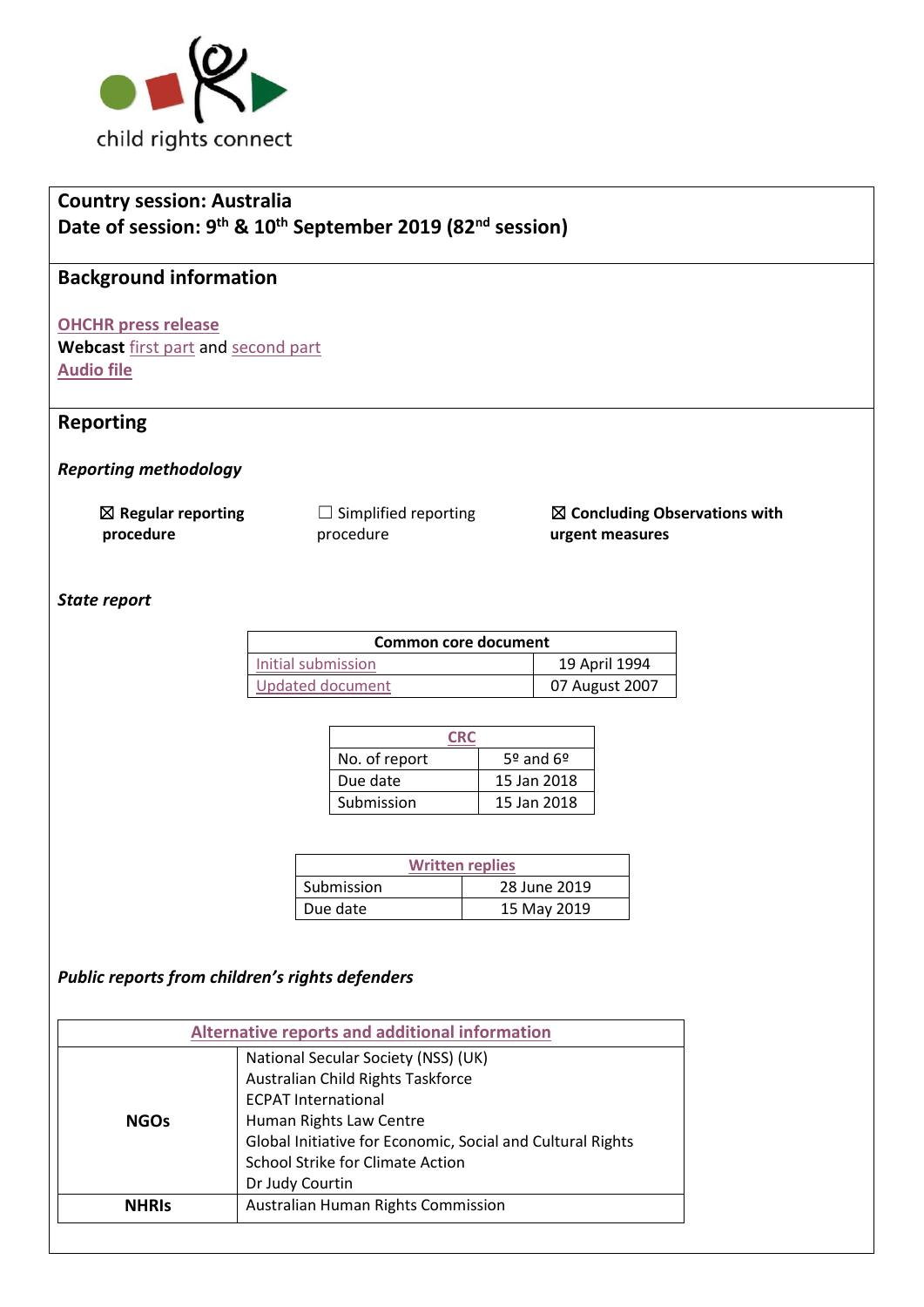child rights connect

**Country session: Australia**
**Date of session: 9th & 10th September 2019 (82nd session)**

## Background information

**OHCHR press release**
**Webcast** first part and second part
**Audio file**

## Reporting

### *Reporting methodology*

☒ **Regular reporting procedure**

☐ Simplified reporting procedure

☒ **Concluding Observations with urgent measures**

### *State report*

| Common core document | |
|---|---|
| Initial submission | 19 April 1994 |
| Updated document | 07 August 2007 |

| CRC | |
|---|---|
| No. of report | 5º and 6º |
| Due date | 15 Jan 2018 |
| Submission | 15 Jan 2018 |

| Written replies | |
|---|---|
| Submission | 28 June 2019 |
| Due date | 15 May 2019 |

### *Public reports from children's rights defenders*

| Alternative reports and additional information | |
|---|---|
| **NGOs** | National Secular Society (NSS) (UK)<br>Australian Child Rights Taskforce<br>ECPAT International<br>Human Rights Law Centre<br>Global Initiative for Economic, Social and Cultural Rights<br>School Strike for Climate Action<br>Dr Judy Courtin |
| **NHRIs** | Australian Human Rights Commission |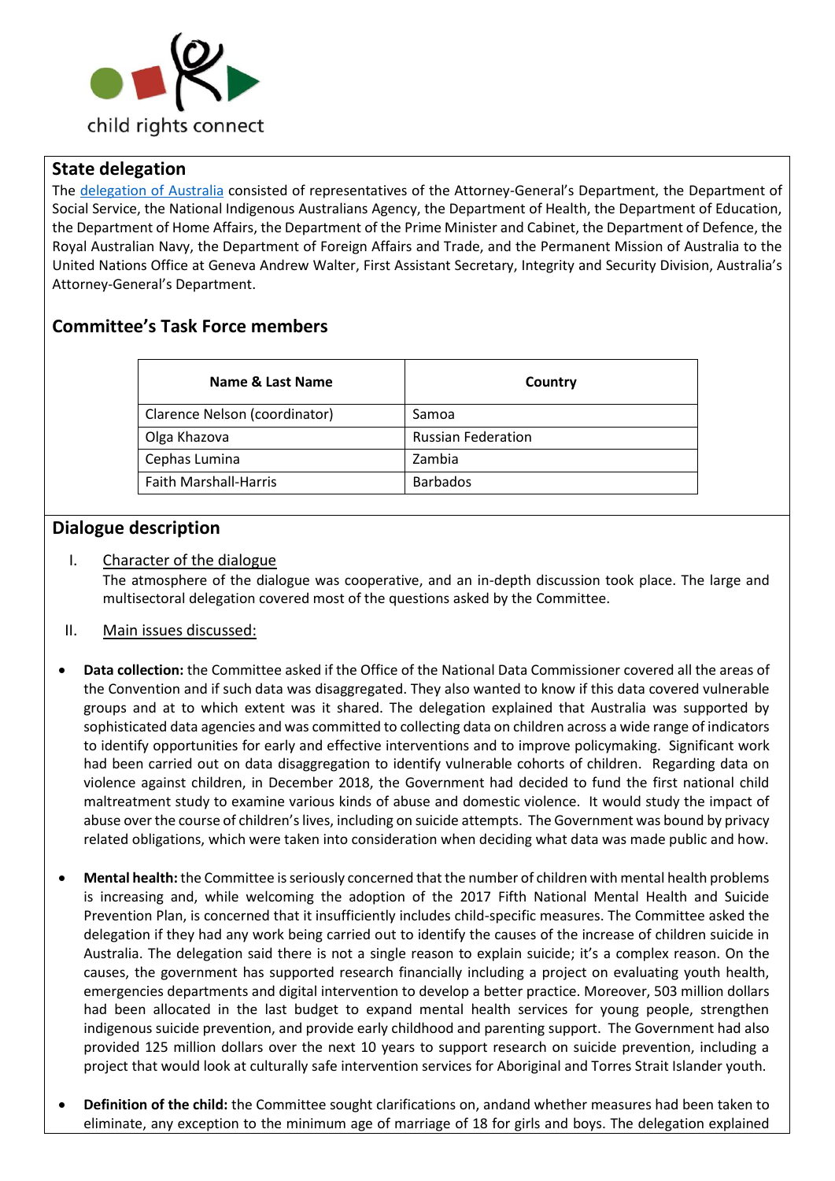## State delegation

The [delegation of Australia](#) consisted of representatives of the Attorney-General's Department, the Department of Social Service, the National Indigenous Australians Agency, the Department of Health, the Department of Education, the Department of Home Affairs, the Department of the Prime Minister and Cabinet, the Department of Defence, the Royal Australian Navy, the Department of Foreign Affairs and Trade, and the Permanent Mission of Australia to the United Nations Office at Geneva Andrew Walter, First Assistant Secretary, Integrity and Security Division, Australia's Attorney-General's Department.

## Committee's Task Force members

| Name & Last Name | Country |
|---|---|
| Clarence Nelson (coordinator) | Samoa |
| Olga Khazova | Russian Federation |
| Cephas Lumina | Zambia |
| Faith Marshall-Harris | Barbados |

## Dialogue description

I. Character of the dialogue

The atmosphere of the dialogue was cooperative, and an in-depth discussion took place. The large and multisectoral delegation covered most of the questions asked by the Committee.

II. Main issues discussed:

- **Data collection:** the Committee asked if the Office of the National Data Commissioner covered all the areas of the Convention and if such data was disaggregated. They also wanted to know if this data covered vulnerable groups and at to which extent was it shared. The delegation explained that Australia was supported by sophisticated data agencies and was committed to collecting data on children across a wide range of indicators to identify opportunities for early and effective interventions and to improve policymaking. Significant work had been carried out on data disaggregation to identify vulnerable cohorts of children. Regarding data on violence against children, in December 2018, the Government had decided to fund the first national child maltreatment study to examine various kinds of abuse and domestic violence. It would study the impact of abuse over the course of children's lives, including on suicide attempts. The Government was bound by privacy related obligations, which were taken into consideration when deciding what data was made public and how.

- **Mental health:** the Committee is seriously concerned that the number of children with mental health problems is increasing and, while welcoming the adoption of the 2017 Fifth National Mental Health and Suicide Prevention Plan, is concerned that it insufficiently includes child-specific measures. The Committee asked the delegation if they had any work being carried out to identify the causes of the increase of children suicide in Australia. The delegation said there is not a single reason to explain suicide; it's a complex reason. On the causes, the government has supported research financially including a project on evaluating youth health, emergencies departments and digital intervention to develop a better practice. Moreover, 503 million dollars had been allocated in the last budget to expand mental health services for young people, strengthen indigenous suicide prevention, and provide early childhood and parenting support. The Government had also provided 125 million dollars over the next 10 years to support research on suicide prevention, including a project that would look at culturally safe intervention services for Aboriginal and Torres Strait Islander youth.

- **Definition of the child:** the Committee sought clarifications on, andand whether measures had been taken to eliminate, any exception to the minimum age of marriage of 18 for girls and boys. The delegation explained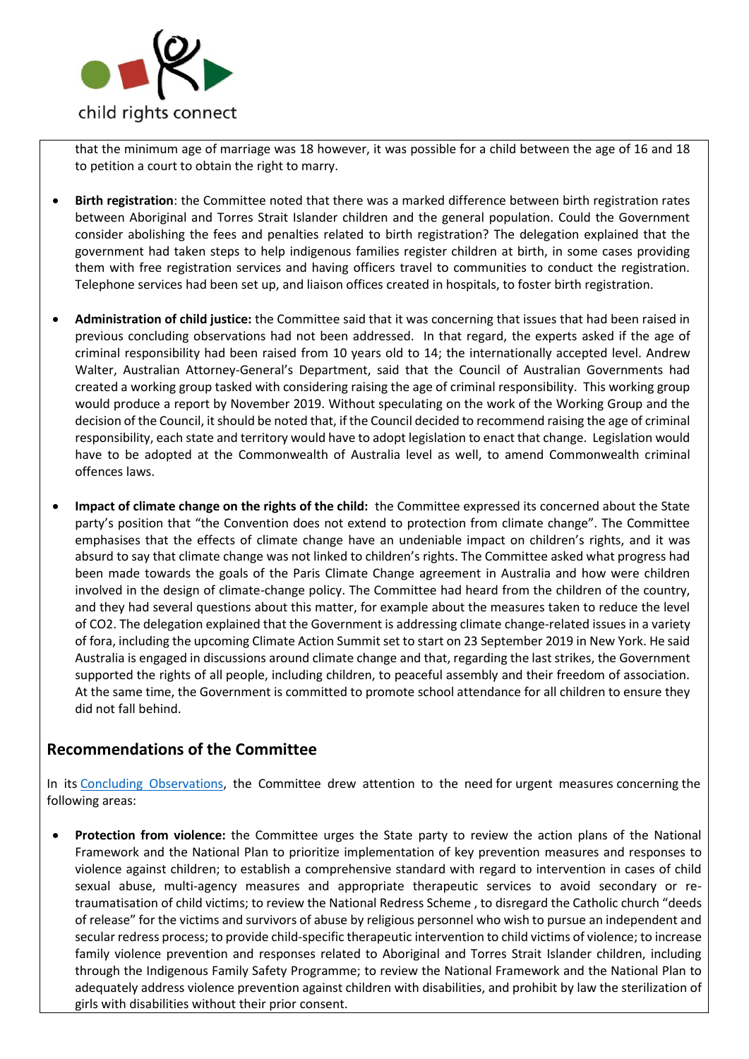that the minimum age of marriage was 18 however, it was possible for a child between the age of 16 and 18 to petition a court to obtain the right to marry.

- **Birth registration**: the Committee noted that there was a marked difference between birth registration rates between Aboriginal and Torres Strait Islander children and the general population. Could the Government consider abolishing the fees and penalties related to birth registration? The delegation explained that the government had taken steps to help indigenous families register children at birth, in some cases providing them with free registration services and having officers travel to communities to conduct the registration. Telephone services had been set up, and liaison offices created in hospitals, to foster birth registration.

- **Administration of child justice:** the Committee said that it was concerning that issues that had been raised in previous concluding observations had not been addressed. In that regard, the experts asked if the age of criminal responsibility had been raised from 10 years old to 14; the internationally accepted level. Andrew Walter, Australian Attorney-General's Department, said that the Council of Australian Governments had created a working group tasked with considering raising the age of criminal responsibility. This working group would produce a report by November 2019. Without speculating on the work of the Working Group and the decision of the Council, it should be noted that, if the Council decided to recommend raising the age of criminal responsibility, each state and territory would have to adopt legislation to enact that change. Legislation would have to be adopted at the Commonwealth of Australia level as well, to amend Commonwealth criminal offences laws.

- **Impact of climate change on the rights of the child:** the Committee expressed its concerned about the State party's position that "the Convention does not extend to protection from climate change". The Committee emphasises that the effects of climate change have an undeniable impact on children's rights, and it was absurd to say that climate change was not linked to children's rights. The Committee asked what progress had been made towards the goals of the Paris Climate Change agreement in Australia and how were children involved in the design of climate-change policy. The Committee had heard from the children of the country, and they had several questions about this matter, for example about the measures taken to reduce the level of $CO_2$. The delegation explained that the Government is addressing climate change-related issues in a variety of fora, including the upcoming Climate Action Summit set to start on 23 September 2019 in New York. He said Australia is engaged in discussions around climate change and that, regarding the last strikes, the Government supported the rights of all people, including children, to peaceful assembly and their freedom of association. At the same time, the Government is committed to promote school attendance for all children to ensure they did not fall behind.

## Recommendations of the Committee

In its Concluding Observations, the Committee drew attention to the need for urgent measures concerning the following areas:

- **Protection from violence:** the Committee urges the State party to review the action plans of the National Framework and the National Plan to prioritize implementation of key prevention measures and responses to violence against children; to establish a comprehensive standard with regard to intervention in cases of child sexual abuse, multi-agency measures and appropriate therapeutic services to avoid secondary or re-traumatisation of child victims; to review the National Redress Scheme , to disregard the Catholic church "deeds of release" for the victims and survivors of abuse by religious personnel who wish to pursue an independent and secular redress process; to provide child-specific therapeutic intervention to child victims of violence; to increase family violence prevention and responses related to Aboriginal and Torres Strait Islander children, including through the Indigenous Family Safety Programme; to review the National Framework and the National Plan to adequately address violence prevention against children with disabilities, and prohibit by law the sterilization of girls with disabilities without their prior consent.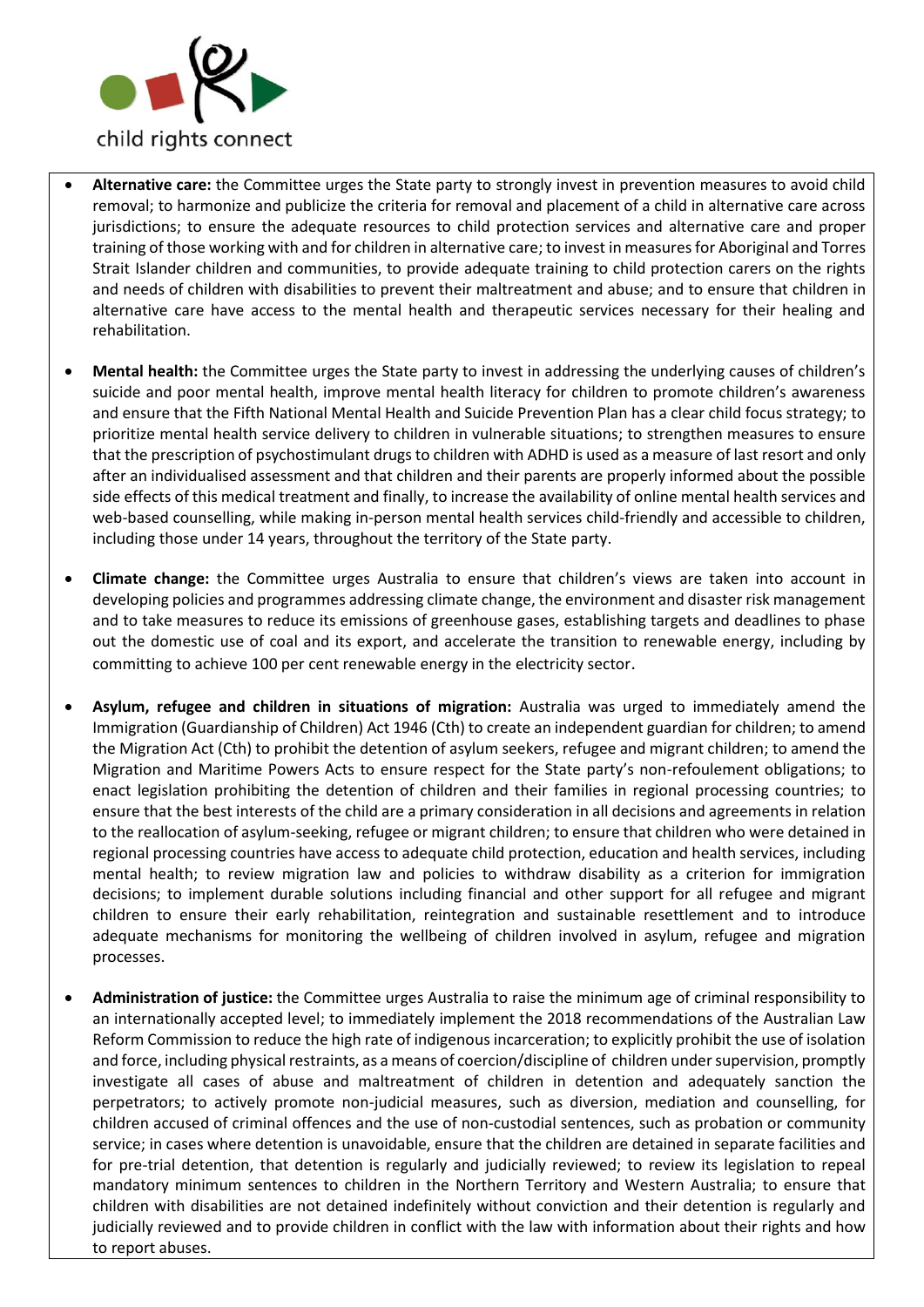- **Alternative care:** the Committee urges the State party to strongly invest in prevention measures to avoid child removal; to harmonize and publicize the criteria for removal and placement of a child in alternative care across jurisdictions; to ensure the adequate resources to child protection services and alternative care and proper training of those working with and for children in alternative care; to invest in measures for Aboriginal and Torres Strait Islander children and communities, to provide adequate training to child protection carers on the rights and needs of children with disabilities to prevent their maltreatment and abuse; and to ensure that children in alternative care have access to the mental health and therapeutic services necessary for their healing and rehabilitation.

- **Mental health:** the Committee urges the State party to invest in addressing the underlying causes of children's suicide and poor mental health, improve mental health literacy for children to promote children's awareness and ensure that the Fifth National Mental Health and Suicide Prevention Plan has a clear child focus strategy; to prioritize mental health service delivery to children in vulnerable situations; to strengthen measures to ensure that the prescription of psychostimulant drugs to children with ADHD is used as a measure of last resort and only after an individualised assessment and that children and their parents are properly informed about the possible side effects of this medical treatment and finally, to increase the availability of online mental health services and web-based counselling, while making in-person mental health services child-friendly and accessible to children, including those under 14 years, throughout the territory of the State party.

- **Climate change:** the Committee urges Australia to ensure that children's views are taken into account in developing policies and programmes addressing climate change, the environment and disaster risk management and to take measures to reduce its emissions of greenhouse gases, establishing targets and deadlines to phase out the domestic use of coal and its export, and accelerate the transition to renewable energy, including by committing to achieve 100 per cent renewable energy in the electricity sector.

- **Asylum, refugee and children in situations of migration:** Australia was urged to immediately amend the Immigration (Guardianship of Children) Act 1946 (Cth) to create an independent guardian for children; to amend the Migration Act (Cth) to prohibit the detention of asylum seekers, refugee and migrant children; to amend the Migration and Maritime Powers Acts to ensure respect for the State party's non-refoulement obligations; to enact legislation prohibiting the detention of children and their families in regional processing countries; to ensure that the best interests of the child are a primary consideration in all decisions and agreements in relation to the reallocation of asylum-seeking, refugee or migrant children; to ensure that children who were detained in regional processing countries have access to adequate child protection, education and health services, including mental health; to review migration law and policies to withdraw disability as a criterion for immigration decisions; to implement durable solutions including financial and other support for all refugee and migrant children to ensure their early rehabilitation, reintegration and sustainable resettlement and to introduce adequate mechanisms for monitoring the wellbeing of children involved in asylum, refugee and migration processes.

- **Administration of justice:** the Committee urges Australia to raise the minimum age of criminal responsibility to an internationally accepted level; to immediately implement the 2018 recommendations of the Australian Law Reform Commission to reduce the high rate of indigenous incarceration; to explicitly prohibit the use of isolation and force, including physical restraints, as a means of coercion/discipline of children under supervision, promptly investigate all cases of abuse and maltreatment of children in detention and adequately sanction the perpetrators; to actively promote non-judicial measures, such as diversion, mediation and counselling, for children accused of criminal offences and the use of non-custodial sentences, such as probation or community service; in cases where detention is unavoidable, ensure that the children are detained in separate facilities and for pre-trial detention, that detention is regularly and judicially reviewed; to review its legislation to repeal mandatory minimum sentences to children in the Northern Territory and Western Australia; to ensure that children with disabilities are not detained indefinitely without conviction and their detention is regularly and judicially reviewed and to provide children in conflict with the law with information about their rights and how to report abuses.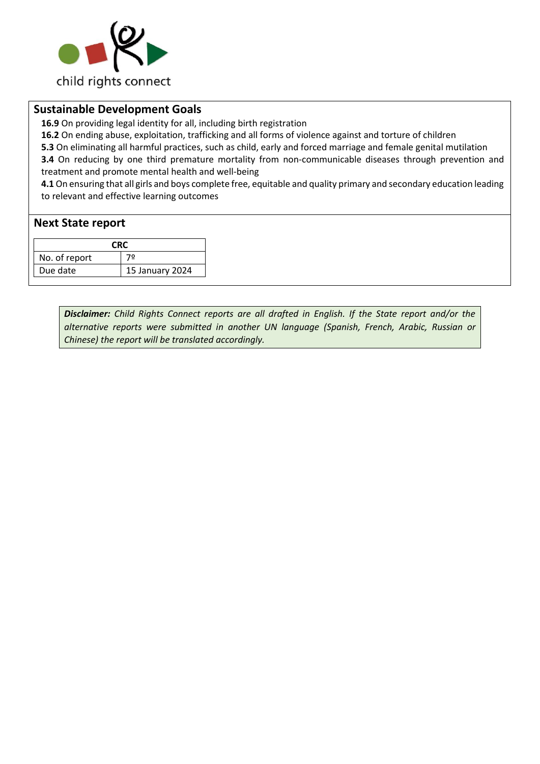child rights connect

## Sustainable Development Goals

**16.9** On providing legal identity for all, including birth registration

**16.2** On ending abuse, exploitation, trafficking and all forms of violence against and torture of children

**5.3** On eliminating all harmful practices, such as child, early and forced marriage and female genital mutilation

**3.4** On reducing by one third premature mortality from non-communicable diseases through prevention and treatment and promote mental health and well-being

**4.1** On ensuring that all girls and boys complete free, equitable and quality primary and secondary education leading to relevant and effective learning outcomes

## Next State report

| **CRC** | |
|---|---|
| No. of report | 7º |
| Due date | 15 January 2024 |

***Disclaimer:*** *Child Rights Connect reports are all drafted in English. If the State report and/or the alternative reports were submitted in another UN language (Spanish, French, Arabic, Russian or Chinese) the report will be translated accordingly.*